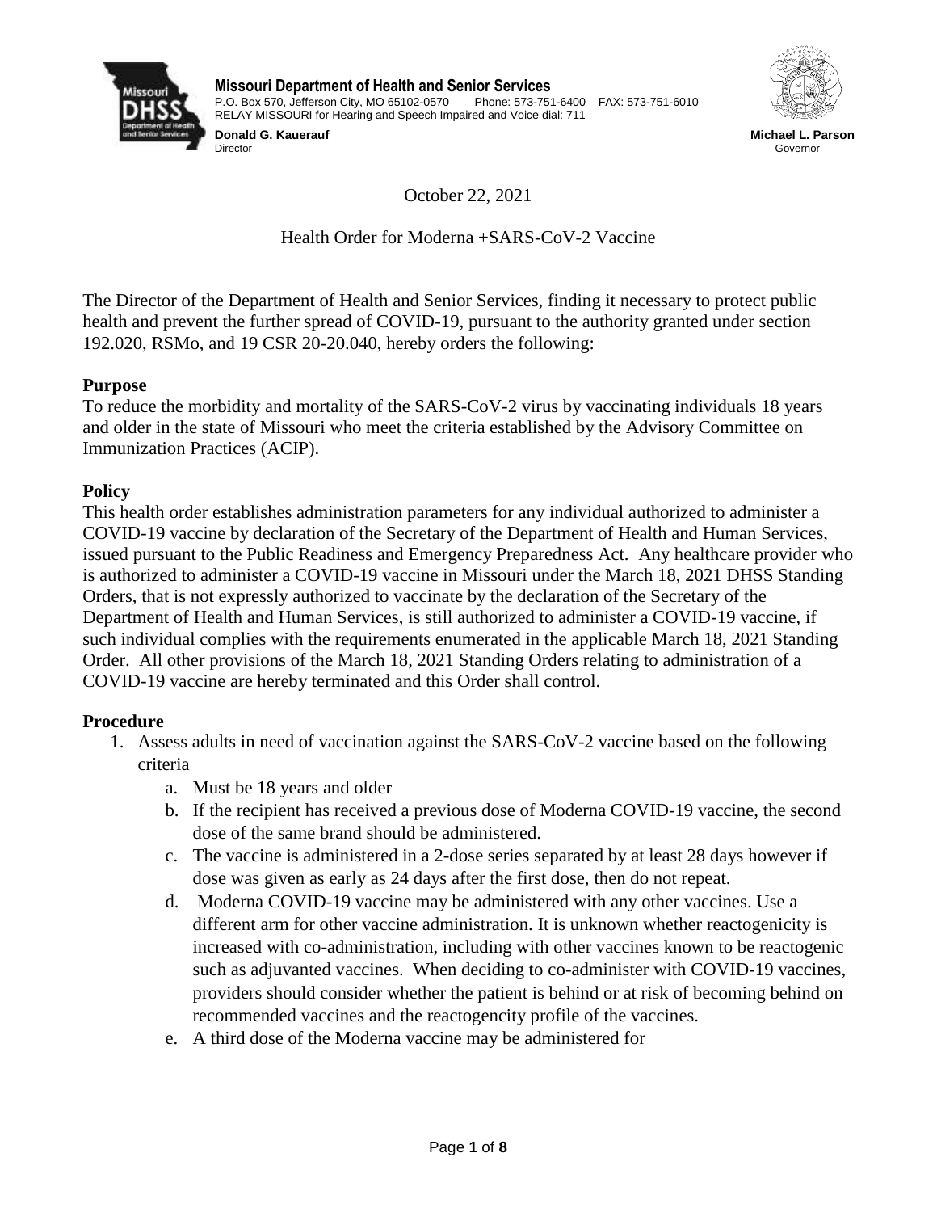**Missouri Department of Health and Senior Services**
P.O. Box 570, Jefferson City, MO 65102-0570 Phone: 573-751-6400 FAX: 573-751-6010
RELAY MISSOURI for Hearing and Speech Impaired and Voice dial: 711

**Donald G. Kauerauf**
Director

**Michael L. Parson**
Governor

October 22, 2021

Health Order for Moderna +SARS-CoV-2 Vaccine

The Director of the Department of Health and Senior Services, finding it necessary to protect public health and prevent the further spread of COVID-19, pursuant to the authority granted under section 192.020, RSMo, and 19 CSR 20-20.040, hereby orders the following:

**Purpose**
To reduce the morbidity and mortality of the SARS-CoV-2 virus by vaccinating individuals 18 years and older in the state of Missouri who meet the criteria established by the Advisory Committee on Immunization Practices (ACIP).

**Policy**
This health order establishes administration parameters for any individual authorized to administer a COVID-19 vaccine by declaration of the Secretary of the Department of Health and Human Services, issued pursuant to the Public Readiness and Emergency Preparedness Act. Any healthcare provider who is authorized to administer a COVID-19 vaccine in Missouri under the March 18, 2021 DHSS Standing Orders, that is not expressly authorized to vaccinate by the declaration of the Secretary of the Department of Health and Human Services, is still authorized to administer a COVID-19 vaccine, if such individual complies with the requirements enumerated in the applicable March 18, 2021 Standing Order. All other provisions of the March 18, 2021 Standing Orders relating to administration of a COVID-19 vaccine are hereby terminated and this Order shall control.

**Procedure**

1. Assess adults in need of vaccination against the SARS-CoV-2 vaccine based on the following criteria
   a. Must be 18 years and older
   b. If the recipient has received a previous dose of Moderna COVID-19 vaccine, the second dose of the same brand should be administered.
   c. The vaccine is administered in a 2-dose series separated by at least 28 days however if dose was given as early as 24 days after the first dose, then do not repeat.
   d. Moderna COVID-19 vaccine may be administered with any other vaccines. Use a different arm for other vaccine administration. It is unknown whether reactogenicity is increased with co-administration, including with other vaccines known to be reactogenic such as adjuvanted vaccines. When deciding to co-administer with COVID-19 vaccines, providers should consider whether the patient is behind or at risk of becoming behind on recommended vaccines and the reactogencity profile of the vaccines.
   e. A third dose of the Moderna vaccine may be administered for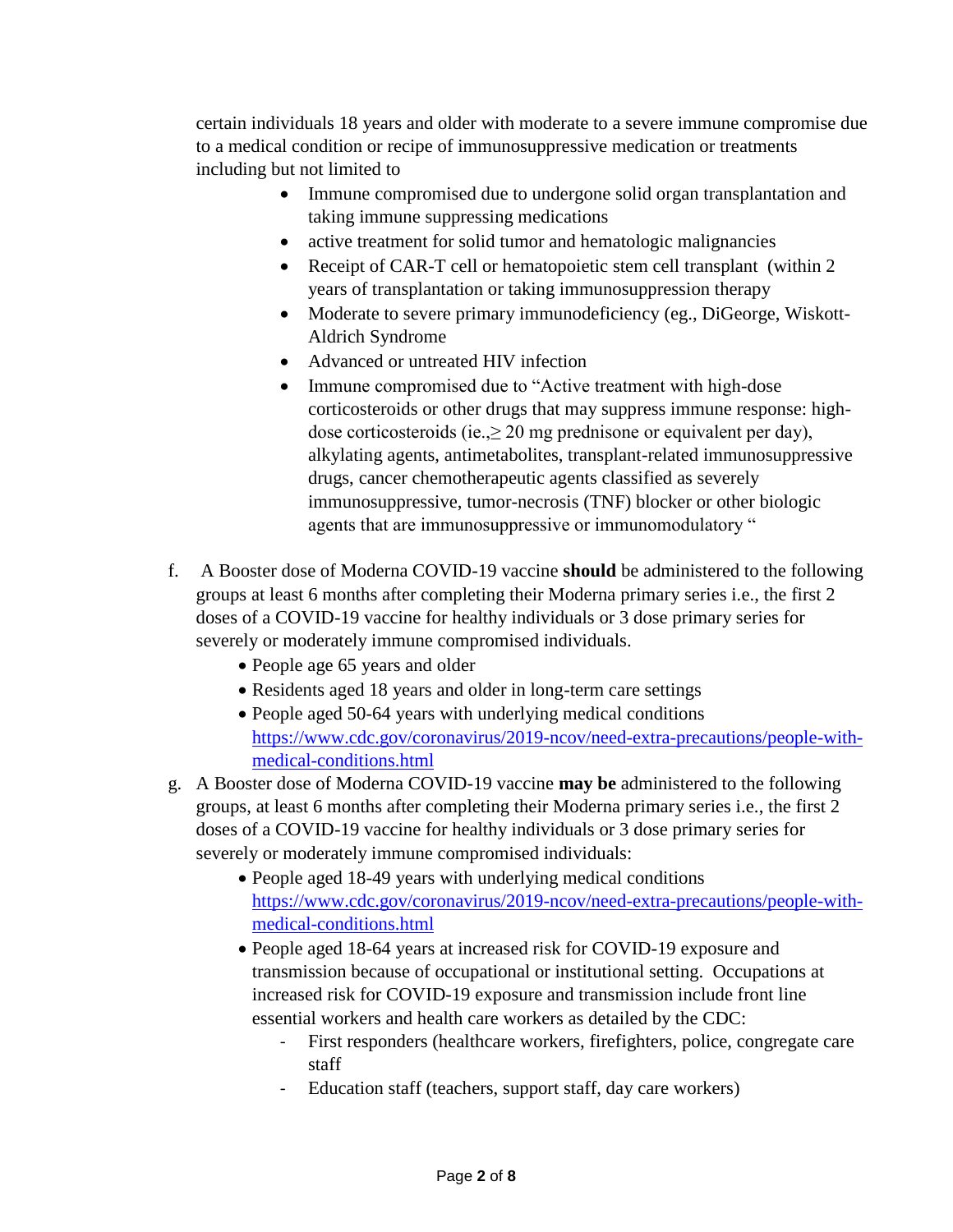certain individuals 18 years and older with moderate to a severe immune compromise due to a medical condition or recipe of immunosuppressive medication or treatments including but not limited to

- Immune compromised due to undergone solid organ transplantation and taking immune suppressing medications
- active treatment for solid tumor and hematologic malignancies
- Receipt of CAR-T cell or hematopoietic stem cell transplant (within 2 years of transplantation or taking immunosuppression therapy
- Moderate to severe primary immunodeficiency (eg., DiGeorge, Wiskott-Aldrich Syndrome
- Advanced or untreated HIV infection
- Immune compromised due to "Active treatment with high-dose corticosteroids or other drugs that may suppress immune response: high-dose corticosteroids (ie.,≥ 20 mg prednisone or equivalent per day), alkylating agents, antimetabolites, transplant-related immunosuppressive drugs, cancer chemotherapeutic agents classified as severely immunosuppressive, tumor-necrosis (TNF) blocker or other biologic agents that are immunosuppressive or immunomodulatory "

f. A Booster dose of Moderna COVID-19 vaccine **should** be administered to the following groups at least 6 months after completing their Moderna primary series i.e., the first 2 doses of a COVID-19 vaccine for healthy individuals or 3 dose primary series for severely or moderately immune compromised individuals.

- People age 65 years and older
- Residents aged 18 years and older in long-term care settings
- People aged 50-64 years with underlying medical conditions https://www.cdc.gov/coronavirus/2019-ncov/need-extra-precautions/people-with-medical-conditions.html

g. A Booster dose of Moderna COVID-19 vaccine **may be** administered to the following groups, at least 6 months after completing their Moderna primary series i.e., the first 2 doses of a COVID-19 vaccine for healthy individuals or 3 dose primary series for severely or moderately immune compromised individuals:

- People aged 18-49 years with underlying medical conditions https://www.cdc.gov/coronavirus/2019-ncov/need-extra-precautions/people-with-medical-conditions.html
- People aged 18-64 years at increased risk for COVID-19 exposure and transmission because of occupational or institutional setting. Occupations at increased risk for COVID-19 exposure and transmission include front line essential workers and health care workers as detailed by the CDC:
  - First responders (healthcare workers, firefighters, police, congregate care staff
  - Education staff (teachers, support staff, day care workers)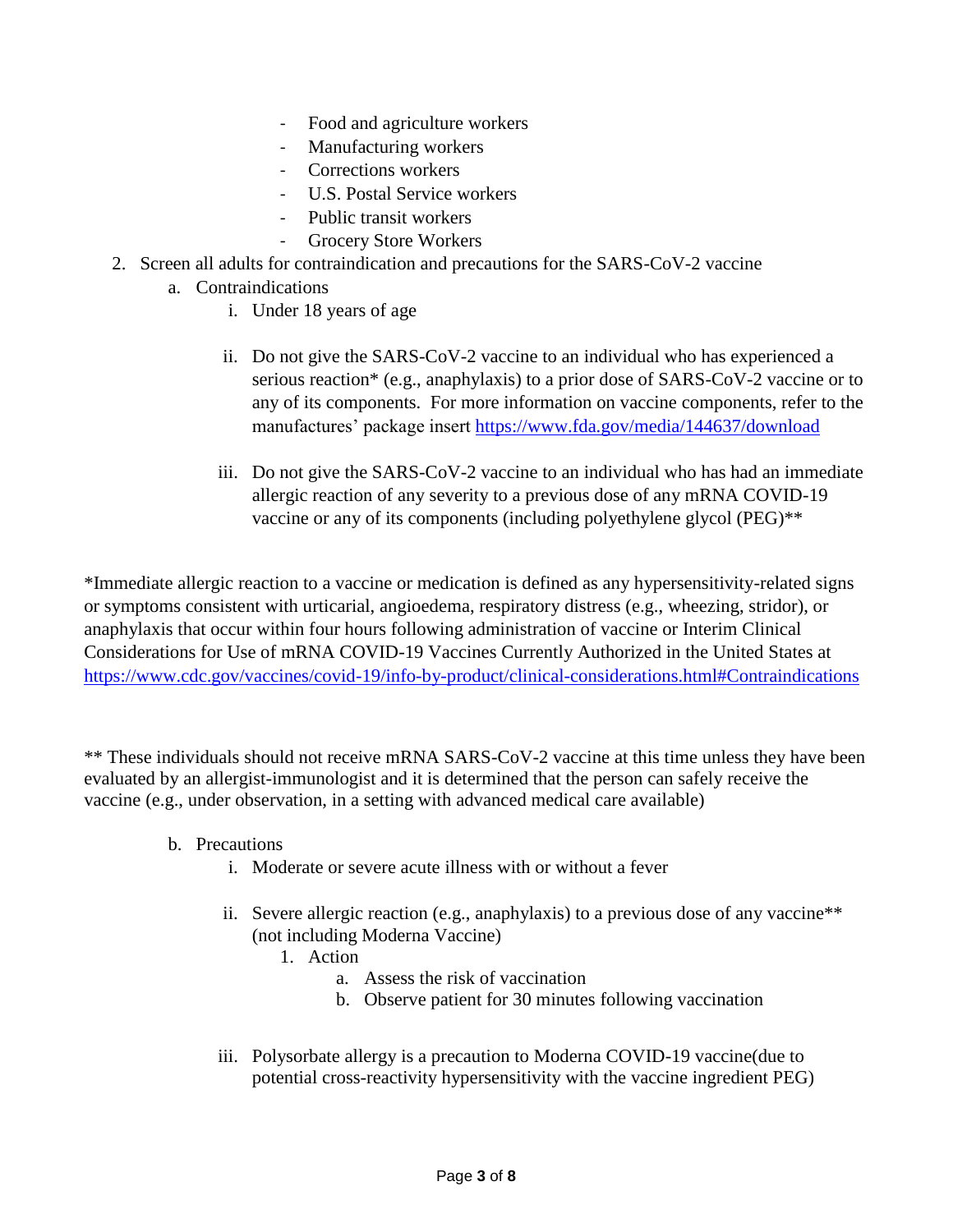- Food and agriculture workers
- Manufacturing workers
- Corrections workers
- U.S. Postal Service workers
- Public transit workers
- Grocery Store Workers

2. Screen all adults for contraindication and precautions for the SARS-CoV-2 vaccine
   a. Contraindications
      i. Under 18 years of age

      ii. Do not give the SARS-CoV-2 vaccine to an individual who has experienced a serious reaction* (e.g., anaphylaxis) to a prior dose of SARS-CoV-2 vaccine or to any of its components. For more information on vaccine components, refer to the manufactures' package insert https://www.fda.gov/media/144637/download

      iii. Do not give the SARS-CoV-2 vaccine to an individual who has had an immediate allergic reaction of any severity to a previous dose of any mRNA COVID-19 vaccine or any of its components (including polyethylene glycol (PEG)**

*Immediate allergic reaction to a vaccine or medication is defined as any hypersensitivity-related signs or symptoms consistent with urticarial, angioedema, respiratory distress (e.g., wheezing, stridor), or anaphylaxis that occur within four hours following administration of vaccine or Interim Clinical Considerations for Use of mRNA COVID-19 Vaccines Currently Authorized in the United States at https://www.cdc.gov/vaccines/covid-19/info-by-product/clinical-considerations.html#Contraindications

** These individuals should not receive mRNA SARS-CoV-2 vaccine at this time unless they have been evaluated by an allergist-immunologist and it is determined that the person can safely receive the vaccine (e.g., under observation, in a setting with advanced medical care available)

   b. Precautions
      i. Moderate or severe acute illness with or without a fever

      ii. Severe allergic reaction (e.g., anaphylaxis) to a previous dose of any vaccine** (not including Moderna Vaccine)
         1. Action
            a. Assess the risk of vaccination
            b. Observe patient for 30 minutes following vaccination

      iii. Polysorbate allergy is a precaution to Moderna COVID-19 vaccine(due to potential cross-reactivity hypersensitivity with the vaccine ingredient PEG)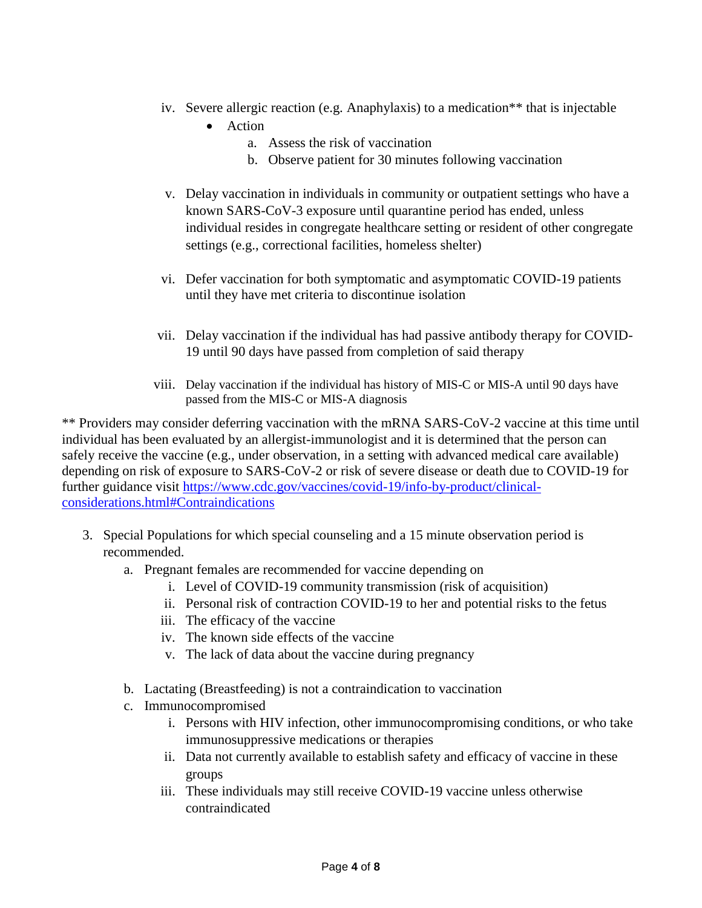iv. Severe allergic reaction (e.g. Anaphylaxis) to a medication** that is injectable
   - Action
      a. Assess the risk of vaccination
      b. Observe patient for 30 minutes following vaccination

v. Delay vaccination in individuals in community or outpatient settings who have a known SARS-CoV-3 exposure until quarantine period has ended, unless individual resides in congregate healthcare setting or resident of other congregate settings (e.g., correctional facilities, homeless shelter)

vi. Defer vaccination for both symptomatic and asymptomatic COVID-19 patients until they have met criteria to discontinue isolation

vii. Delay vaccination if the individual has had passive antibody therapy for COVID-19 until 90 days have passed from completion of said therapy

viii. Delay vaccination if the individual has history of MIS-C or MIS-A until 90 days have passed from the MIS-C or MIS-A diagnosis

** Providers may consider deferring vaccination with the mRNA SARS-CoV-2 vaccine at this time until individual has been evaluated by an allergist-immunologist and it is determined that the person can safely receive the vaccine (e.g., under observation, in a setting with advanced medical care available) depending on risk of exposure to SARS-CoV-2 or risk of severe disease or death due to COVID-19 for further guidance visit [https://www.cdc.gov/vaccines/covid-19/info-by-product/clinical-considerations.html#Contraindications](https://www.cdc.gov/vaccines/covid-19/info-by-product/clinical-considerations.html#Contraindications)

3. Special Populations for which special counseling and a 15 minute observation period is recommended.
   a. Pregnant females are recommended for vaccine depending on
      i. Level of COVID-19 community transmission (risk of acquisition)
      ii. Personal risk of contraction COVID-19 to her and potential risks to the fetus
      iii. The efficacy of the vaccine
      iv. The known side effects of the vaccine
      v. The lack of data about the vaccine during pregnancy

   b. Lactating (Breastfeeding) is not a contraindication to vaccination
   c. Immunocompromised
      i. Persons with HIV infection, other immunocompromising conditions, or who take immunosuppressive medications or therapies
      ii. Data not currently available to establish safety and efficacy of vaccine in these groups
      iii. These individuals may still receive COVID-19 vaccine unless otherwise contraindicated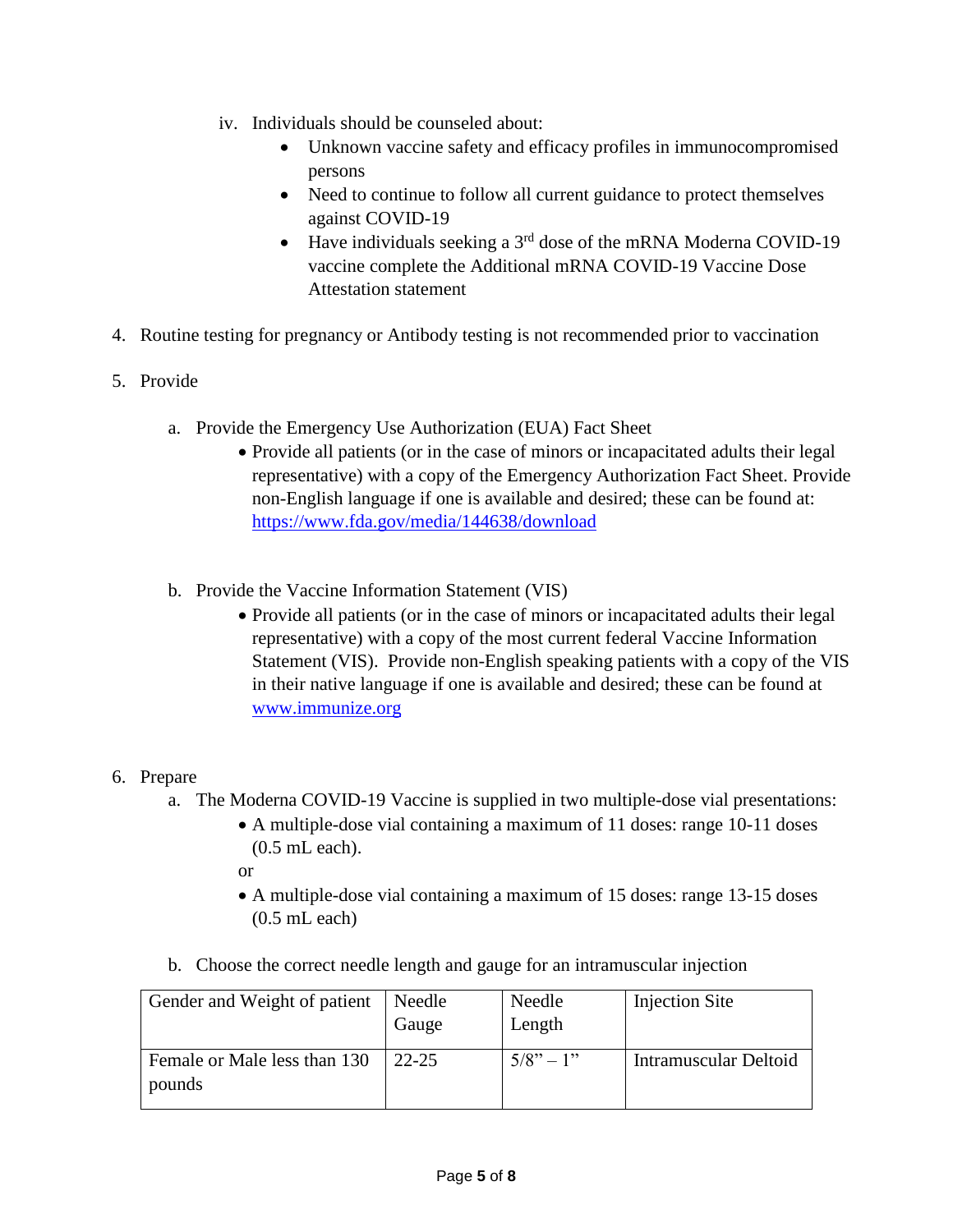iv. Individuals should be counseled about:
   - Unknown vaccine safety and efficacy profiles in immunocompromised persons
   - Need to continue to follow all current guidance to protect themselves against COVID-19
   - Have individuals seeking a 3rd dose of the mRNA Moderna COVID-19 vaccine complete the Additional mRNA COVID-19 Vaccine Dose Attestation statement

4. Routine testing for pregnancy or Antibody testing is not recommended prior to vaccination

5. Provide

   a. Provide the Emergency Use Authorization (EUA) Fact Sheet
      - Provide all patients (or in the case of minors or incapacitated adults their legal representative) with a copy of the Emergency Authorization Fact Sheet. Provide non-English language if one is available and desired; these can be found at: https://www.fda.gov/media/144638/download

   b. Provide the Vaccine Information Statement (VIS)
      - Provide all patients (or in the case of minors or incapacitated adults their legal representative) with a copy of the most current federal Vaccine Information Statement (VIS). Provide non-English speaking patients with a copy of the VIS in their native language if one is available and desired; these can be found at www.immunize.org

6. Prepare
   a. The Moderna COVID-19 Vaccine is supplied in two multiple-dose vial presentations:
      - A multiple-dose vial containing a maximum of 11 doses: range 10-11 doses (0.5 mL each).

      or

      - A multiple-dose vial containing a maximum of 15 doses: range 13-15 doses (0.5 mL each)

   b. Choose the correct needle length and gauge for an intramuscular injection

| Gender and Weight of patient | Needle Gauge | Needle Length | Injection Site |
|---|---|---|---|
| Female or Male less than 130 pounds | 22-25 | 5/8" – 1" | Intramuscular Deltoid |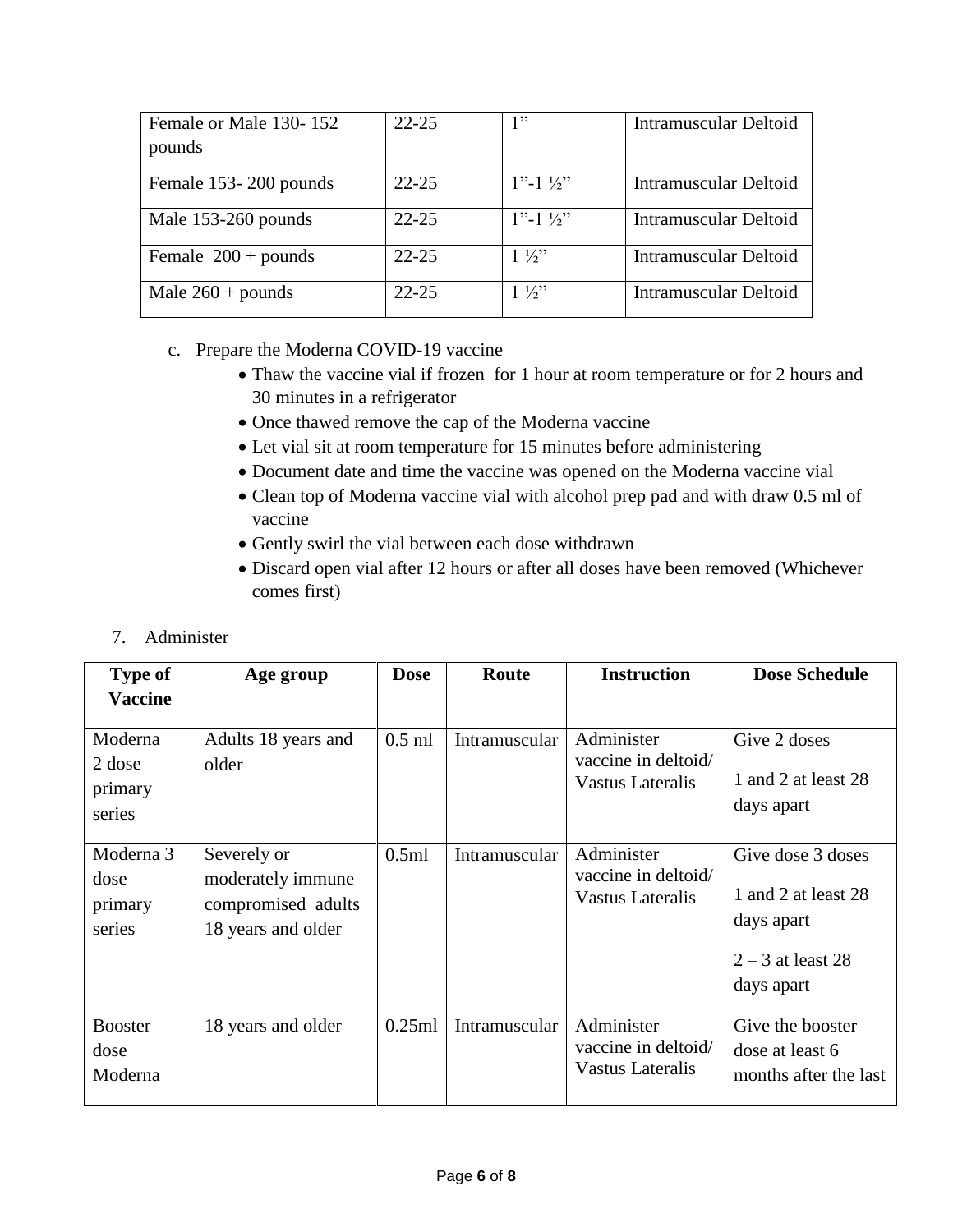| Female or Male 130- 152 pounds | 22-25 | 1” | Intramuscular Deltoid |
|---|---|---|---|
| Female 153- 200 pounds | 22-25 | 1”-1 ½” | Intramuscular Deltoid |
| Male 153-260 pounds | 22-25 | 1”-1 ½” | Intramuscular Deltoid |
| Female 200 + pounds | 22-25 | 1 ½” | Intramuscular Deltoid |
| Male 260 + pounds | 22-25 | 1 ½” | Intramuscular Deltoid |

c. Prepare the Moderna COVID-19 vaccine
   - Thaw the vaccine vial if frozen for 1 hour at room temperature or for 2 hours and 30 minutes in a refrigerator
   - Once thawed remove the cap of the Moderna vaccine
   - Let vial sit at room temperature for 15 minutes before administering
   - Document date and time the vaccine was opened on the Moderna vaccine vial
   - Clean top of Moderna vaccine vial with alcohol prep pad and with draw 0.5 ml of vaccine
   - Gently swirl the vial between each dose withdrawn
   - Discard open vial after 12 hours or after all doses have been removed (Whichever comes first)

7. Administer

| Type of Vaccine | Age group | Dose | Route | Instruction | Dose Schedule |
|---|---|---|---|---|---|
| Moderna 2 dose primary series | Adults 18 years and older | 0.5 ml | Intramuscular | Administer vaccine in deltoid/ Vastus Lateralis | Give 2 doses<br>1 and 2 at least 28 days apart |
| Moderna 3 dose primary series | Severely or moderately immune compromised adults 18 years and older | 0.5ml | Intramuscular | Administer vaccine in deltoid/ Vastus Lateralis | Give dose 3 doses<br>1 and 2 at least 28 days apart<br>2 – 3 at least 28 days apart |
| Booster dose Moderna | 18 years and older | 0.25ml | Intramuscular | Administer vaccine in deltoid/ Vastus Lateralis | Give the booster dose at least 6 months after the last |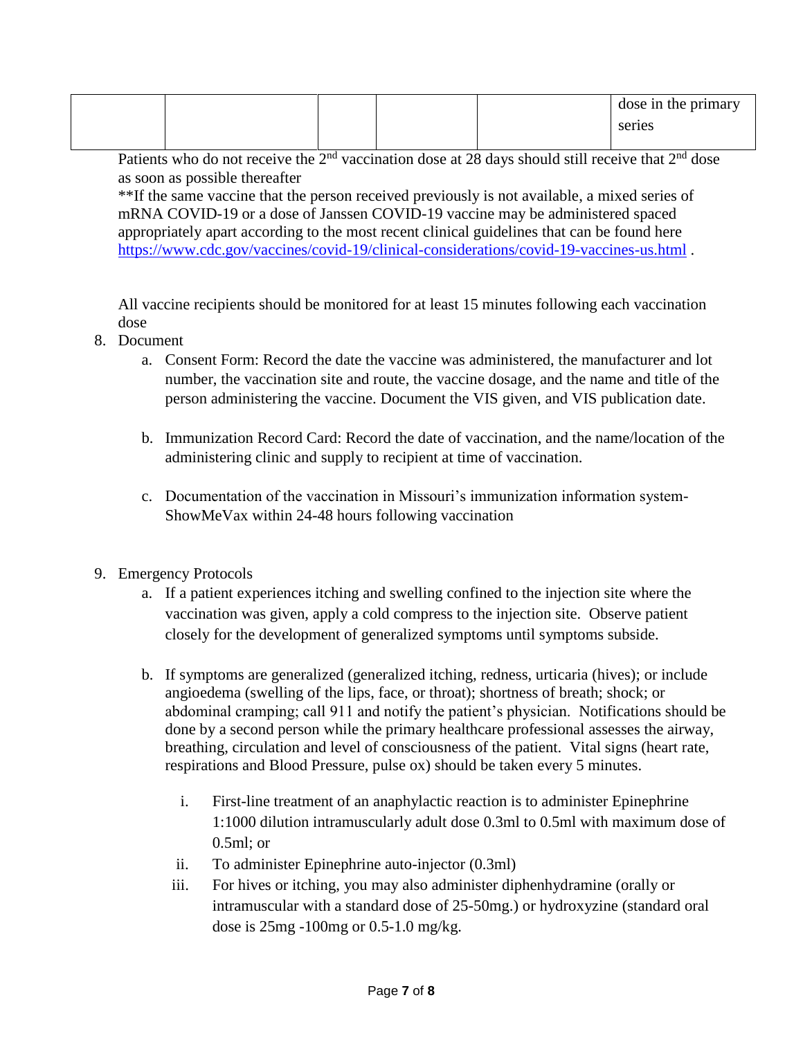| | | | | | dose in the primary series |
|---|---|---|---|---|---|

Patients who do not receive the 2nd vaccination dose at 28 days should still receive that 2nd dose as soon as possible thereafter

**If the same vaccine that the person received previously is not available, a mixed series of mRNA COVID-19 or a dose of Janssen COVID-19 vaccine may be administered spaced appropriately apart according to the most recent clinical guidelines that can be found here https://www.cdc.gov/vaccines/covid-19/clinical-considerations/covid-19-vaccines-us.html .

All vaccine recipients should be monitored for at least 15 minutes following each vaccination dose

8. Document
   a. Consent Form: Record the date the vaccine was administered, the manufacturer and lot number, the vaccination site and route, the vaccine dosage, and the name and title of the person administering the vaccine. Document the VIS given, and VIS publication date.

   b. Immunization Record Card: Record the date of vaccination, and the name/location of the administering clinic and supply to recipient at time of vaccination.

   c. Documentation of the vaccination in Missouri's immunization information system- ShowMeVax within 24-48 hours following vaccination

9. Emergency Protocols
   a. If a patient experiences itching and swelling confined to the injection site where the vaccination was given, apply a cold compress to the injection site. Observe patient closely for the development of generalized symptoms until symptoms subside.

   b. If symptoms are generalized (generalized itching, redness, urticaria (hives); or include angioedema (swelling of the lips, face, or throat); shortness of breath; shock; or abdominal cramping; call 911 and notify the patient's physician. Notifications should be done by a second person while the primary healthcare professional assesses the airway, breathing, circulation and level of consciousness of the patient. Vital signs (heart rate, respirations and Blood Pressure, pulse ox) should be taken every 5 minutes.

      i. First-line treatment of an anaphylactic reaction is to administer Epinephrine 1:1000 dilution intramuscularly adult dose 0.3ml to 0.5ml with maximum dose of 0.5ml; or
      ii. To administer Epinephrine auto-injector (0.3ml)
      iii. For hives or itching, you may also administer diphenhydramine (orally or intramuscular with a standard dose of 25-50mg.) or hydroxyzine (standard oral dose is 25mg -100mg or 0.5-1.0 mg/kg.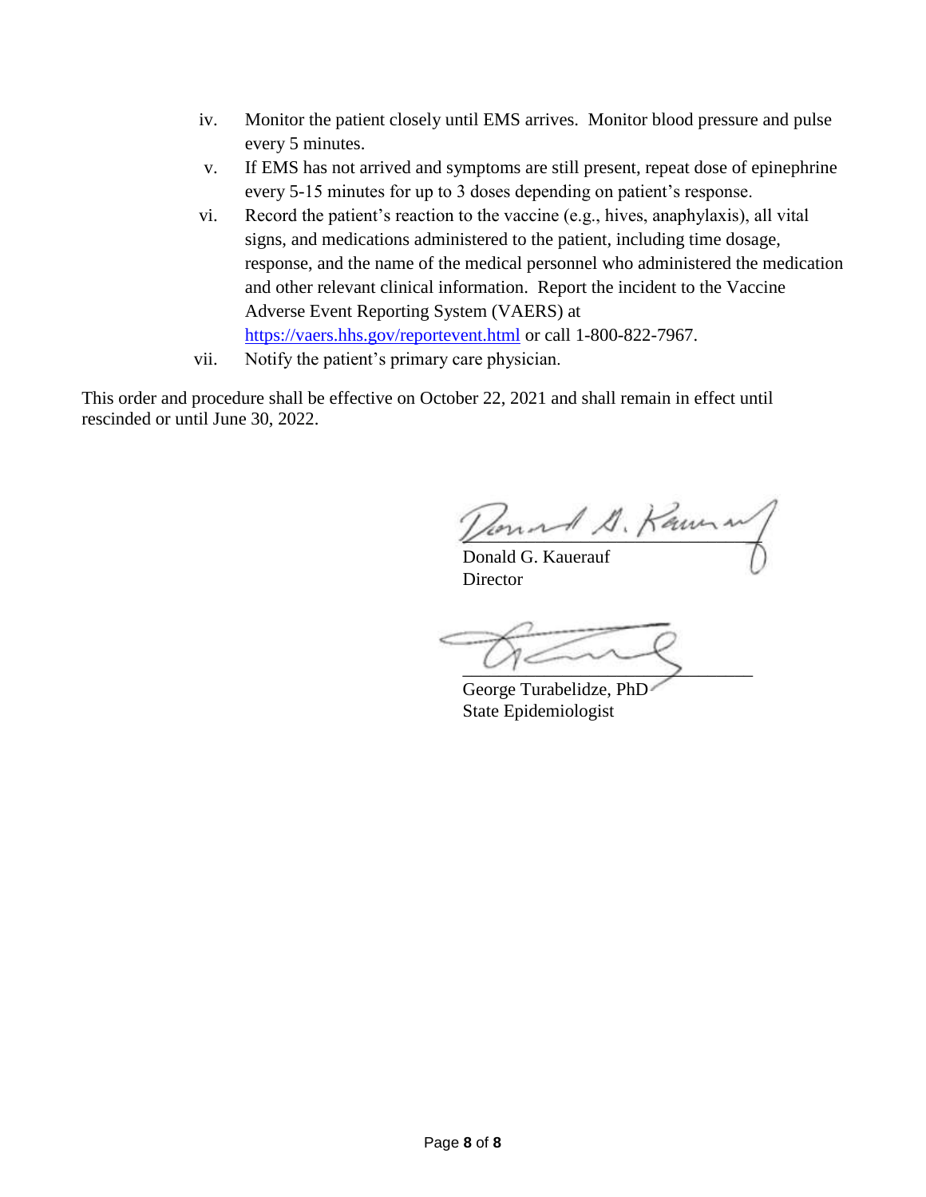iv. Monitor the patient closely until EMS arrives. Monitor blood pressure and pulse every 5 minutes.

v. If EMS has not arrived and symptoms are still present, repeat dose of epinephrine every 5-15 minutes for up to 3 doses depending on patient's response.

vi. Record the patient's reaction to the vaccine (e.g., hives, anaphylaxis), all vital signs, and medications administered to the patient, including time dosage, response, and the name of the medical personnel who administered the medication and other relevant clinical information. Report the incident to the Vaccine Adverse Event Reporting System (VAERS) at https://vaers.hhs.gov/reportevent.html or call 1-800-822-7967.

vii. Notify the patient's primary care physician.

This order and procedure shall be effective on October 22, 2021 and shall remain in effect until rescinded or until June 30, 2022.

Donald G. Kauerauf
Director

George Turabelidze, PhD
State Epidemiologist